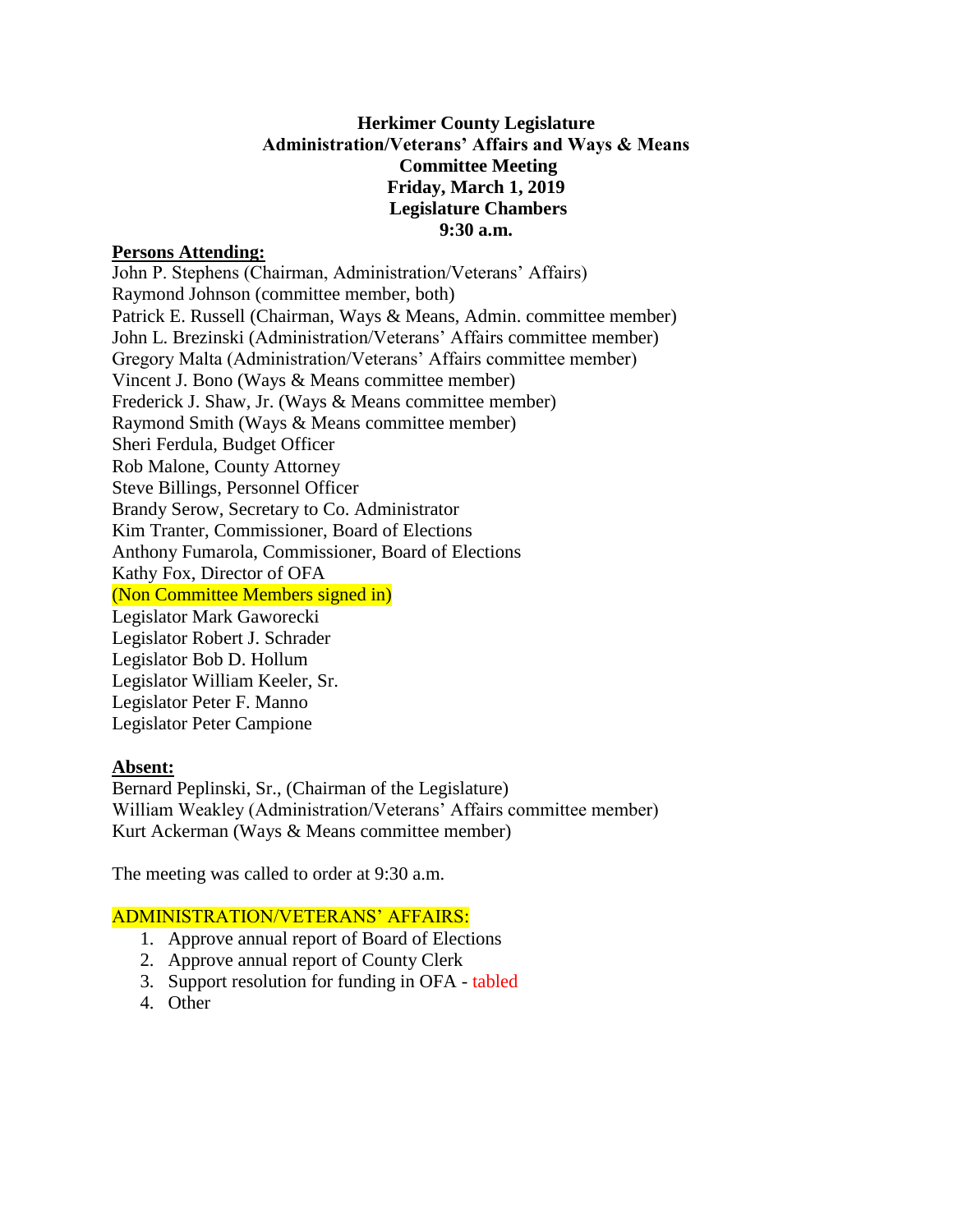**Herkimer County Legislature**
**Administration/Veterans' Affairs and Ways & Means**
**Committee Meeting**
**Friday, March 1, 2019**
**Legislature Chambers**
**9:30 a.m.**

**Persons Attending:**

John P. Stephens (Chairman, Administration/Veterans' Affairs)
Raymond Johnson (committee member, both)
Patrick E. Russell (Chairman, Ways & Means, Admin. committee member)
John L. Brezinski (Administration/Veterans' Affairs committee member)
Gregory Malta (Administration/Veterans' Affairs committee member)
Vincent J. Bono (Ways & Means committee member)
Frederick J. Shaw, Jr. (Ways & Means committee member)
Raymond Smith (Ways & Means committee member)
Sheri Ferdula, Budget Officer
Rob Malone, County Attorney
Steve Billings, Personnel Officer
Brandy Serow, Secretary to Co. Administrator
Kim Tranter, Commissioner, Board of Elections
Anthony Fumarola, Commissioner, Board of Elections
Kathy Fox, Director of OFA
(Non Committee Members signed in)
Legislator Mark Gaworecki
Legislator Robert J. Schrader
Legislator Bob D. Hollum
Legislator William Keeler, Sr.
Legislator Peter F. Manno
Legislator Peter Campione

**Absent:**

Bernard Peplinski, Sr., (Chairman of the Legislature)
William Weakley (Administration/Veterans' Affairs committee member)
Kurt Ackerman (Ways & Means committee member)

The meeting was called to order at 9:30 a.m.

ADMINISTRATION/VETERANS' AFFAIRS:

1. Approve annual report of Board of Elections
2. Approve annual report of County Clerk
3. Support resolution for funding in OFA - tabled
4. Other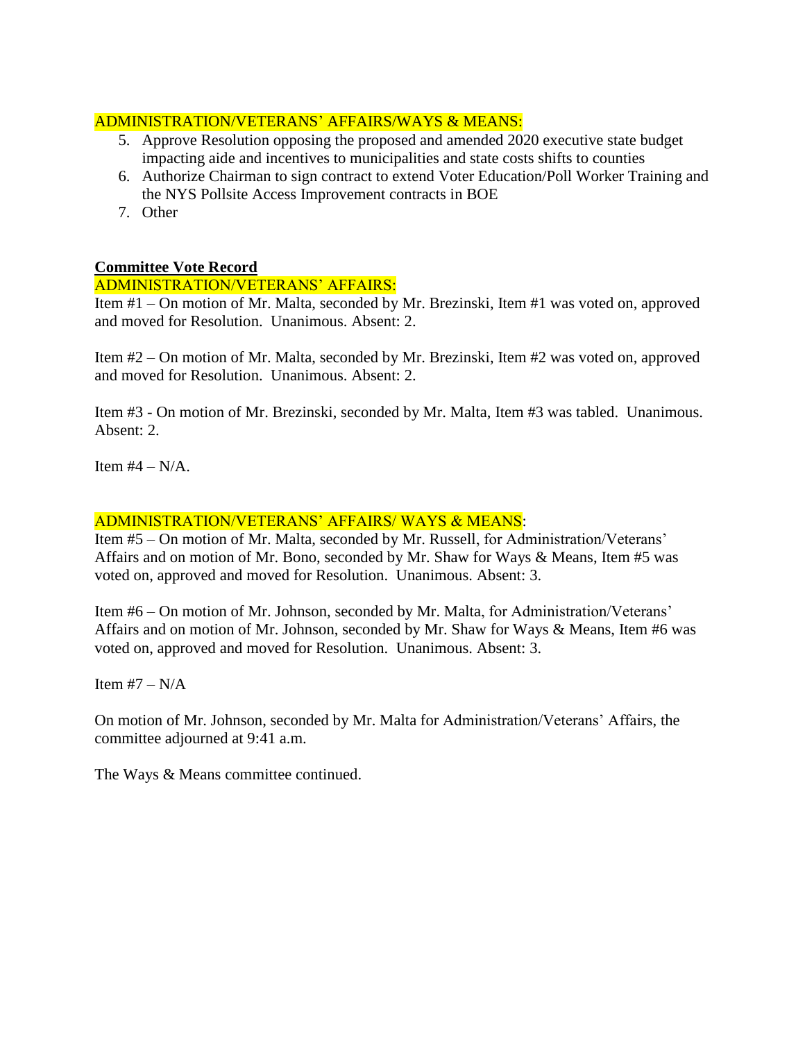ADMINISTRATION/VETERANS' AFFAIRS/WAYS & MEANS:

5. Approve Resolution opposing the proposed and amended 2020 executive state budget impacting aide and incentives to municipalities and state costs shifts to counties
6. Authorize Chairman to sign contract to extend Voter Education/Poll Worker Training and the NYS Pollsite Access Improvement contracts in BOE
7. Other

**Committee Vote Record**

ADMINISTRATION/VETERANS' AFFAIRS:

Item #1 – On motion of Mr. Malta, seconded by Mr. Brezinski, Item #1 was voted on, approved and moved for Resolution. Unanimous. Absent: 2.

Item #2 – On motion of Mr. Malta, seconded by Mr. Brezinski, Item #2 was voted on, approved and moved for Resolution. Unanimous. Absent: 2.

Item #3 - On motion of Mr. Brezinski, seconded by Mr. Malta, Item #3 was tabled. Unanimous. Absent: 2.

Item #4 – N/A.

ADMINISTRATION/VETERANS' AFFAIRS/ WAYS & MEANS:

Item #5 – On motion of Mr. Malta, seconded by Mr. Russell, for Administration/Veterans' Affairs and on motion of Mr. Bono, seconded by Mr. Shaw for Ways & Means, Item #5 was voted on, approved and moved for Resolution. Unanimous. Absent: 3.

Item #6 – On motion of Mr. Johnson, seconded by Mr. Malta, for Administration/Veterans' Affairs and on motion of Mr. Johnson, seconded by Mr. Shaw for Ways & Means, Item #6 was voted on, approved and moved for Resolution. Unanimous. Absent: 3.

Item #7 – N/A

On motion of Mr. Johnson, seconded by Mr. Malta for Administration/Veterans' Affairs, the committee adjourned at 9:41 a.m.

The Ways & Means committee continued.